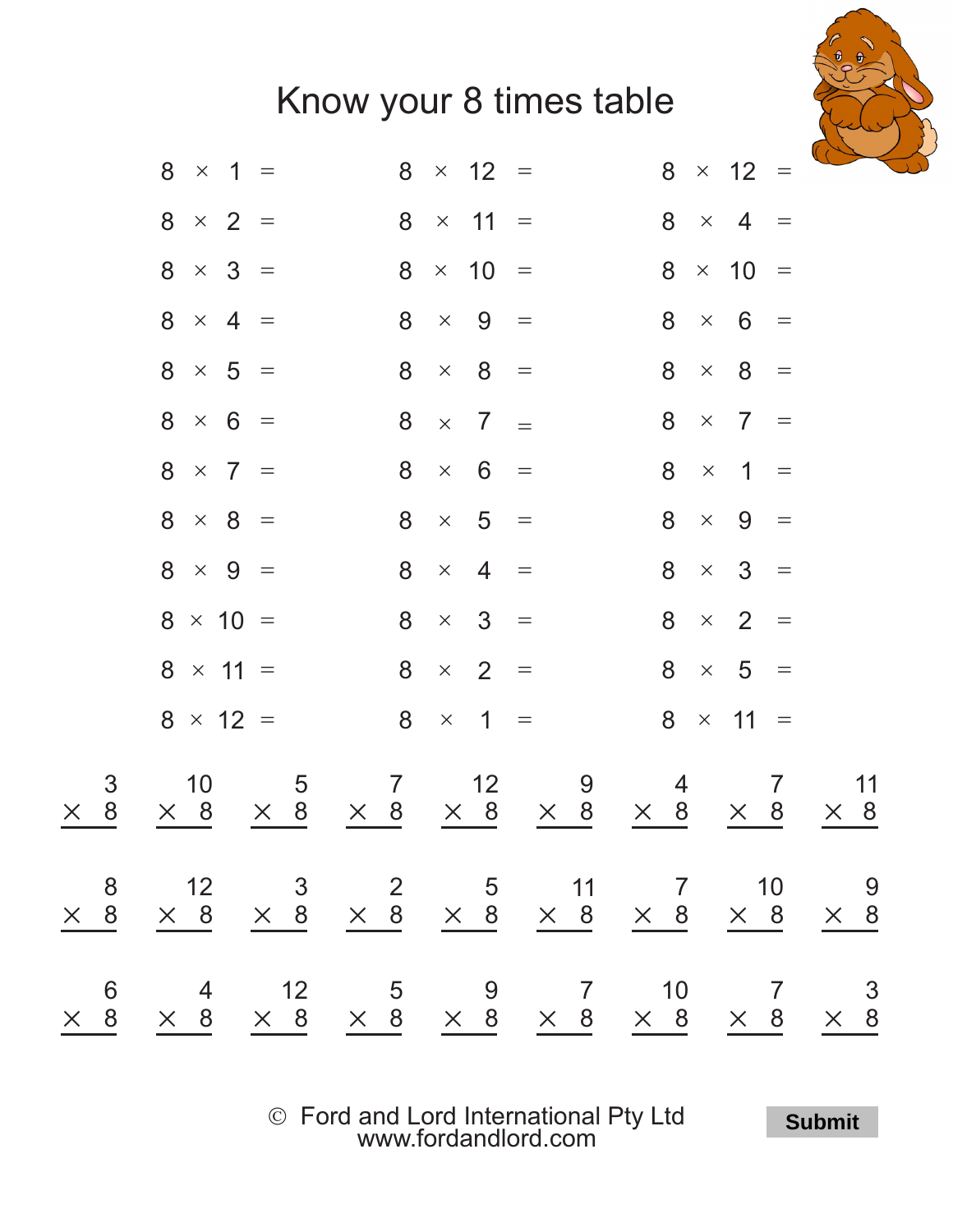# Know your 8 times table

| | | |
|---|---|---|
| $8 \times 1 =$ | $8 \times 12 =$ | $8 \times 12 =$ |
| $8 \times 2 =$ | $8 \times 11 =$ | $8 \times 4 =$ |
| $8 \times 3 =$ | $8 \times 10 =$ | $8 \times 10 =$ |
| $8 \times 4 =$ | $8 \times 9 =$ | $8 \times 6 =$ |
| $8 \times 5 =$ | $8 \times 8 =$ | $8 \times 8 =$ |
| $8 \times 6 =$ | $8 \times 7 =$ | $8 \times 7 =$ |
| $8 \times 7 =$ | $8 \times 6 =$ | $8 \times 1 =$ |
| $8 \times 8 =$ | $8 \times 5 =$ | $8 \times 9 =$ |
| $8 \times 9 =$ | $8 \times 4 =$ | $8 \times 3 =$ |
| $8 \times 10 =$ | $8 \times 3 =$ | $8 \times 2 =$ |
| $8 \times 11 =$ | $8 \times 2 =$ | $8 \times 5 =$ |
| $8 \times 12 =$ | $8 \times 1 =$ | $8 \times 11 =$ |

| | | | | | | | | |
|---|---|---|---|---|---|---|---|---|
| $3 \times 8$ | $10 \times 8$ | $5 \times 8$ | $7 \times 8$ | $12 \times 8$ | $9 \times 8$ | $4 \times 8$ | $7 \times 8$ | $11 \times 8$ |
| $8 \times 8$ | $12 \times 8$ | $3 \times 8$ | $2 \times 8$ | $5 \times 8$ | $11 \times 8$ | $7 \times 8$ | $10 \times 8$ | $9 \times 8$ |
| $6 \times 8$ | $4 \times 8$ | $12 \times 8$ | $5 \times 8$ | $9 \times 8$ | $7 \times 8$ | $10 \times 8$ | $7 \times 8$ | $3 \times 8$ |

© Ford and Lord International Pty Ltd
www.fordandlord.com

Submit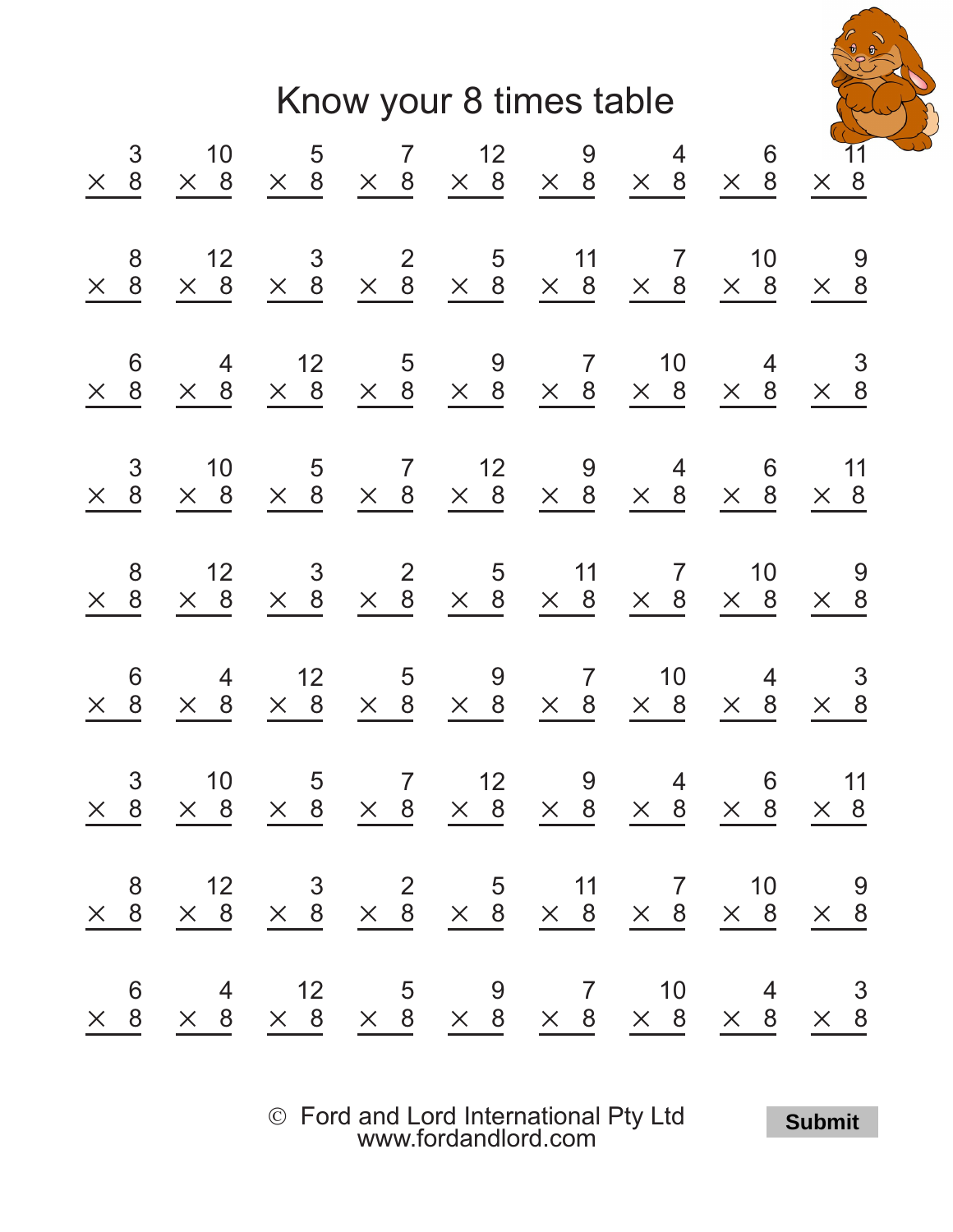# Know your 8 times table

| | | | | | | | | |
|---|---|---|---|---|---|---|---|---|
| $3 \times 8$ | $10 \times 8$ | $5 \times 8$ | $7 \times 8$ | $12 \times 8$ | $9 \times 8$ | $4 \times 8$ | $6 \times 8$ | $11 \times 8$ |
| $8 \times 8$ | $12 \times 8$ | $3 \times 8$ | $2 \times 8$ | $5 \times 8$ | $11 \times 8$ | $7 \times 8$ | $10 \times 8$ | $9 \times 8$ |
| $6 \times 8$ | $4 \times 8$ | $12 \times 8$ | $5 \times 8$ | $9 \times 8$ | $7 \times 8$ | $10 \times 8$ | $4 \times 8$ | $3 \times 8$ |
| $3 \times 8$ | $10 \times 8$ | $5 \times 8$ | $7 \times 8$ | $12 \times 8$ | $9 \times 8$ | $4 \times 8$ | $6 \times 8$ | $11 \times 8$ |
| $8 \times 8$ | $12 \times 8$ | $3 \times 8$ | $2 \times 8$ | $5 \times 8$ | $11 \times 8$ | $7 \times 8$ | $10 \times 8$ | $9 \times 8$ |
| $6 \times 8$ | $4 \times 8$ | $12 \times 8$ | $5 \times 8$ | $9 \times 8$ | $7 \times 8$ | $10 \times 8$ | $4 \times 8$ | $3 \times 8$ |
| $3 \times 8$ | $10 \times 8$ | $5 \times 8$ | $7 \times 8$ | $12 \times 8$ | $9 \times 8$ | $4 \times 8$ | $6 \times 8$ | $11 \times 8$ |
| $8 \times 8$ | $12 \times 8$ | $3 \times 8$ | $2 \times 8$ | $5 \times 8$ | $11 \times 8$ | $7 \times 8$ | $10 \times 8$ | $9 \times 8$ |
| $6 \times 8$ | $4 \times 8$ | $12 \times 8$ | $5 \times 8$ | $9 \times 8$ | $7 \times 8$ | $10 \times 8$ | $4 \times 8$ | $3 \times 8$ |

© Ford and Lord International Pty Ltd
www.fordandlord.com

**Submit**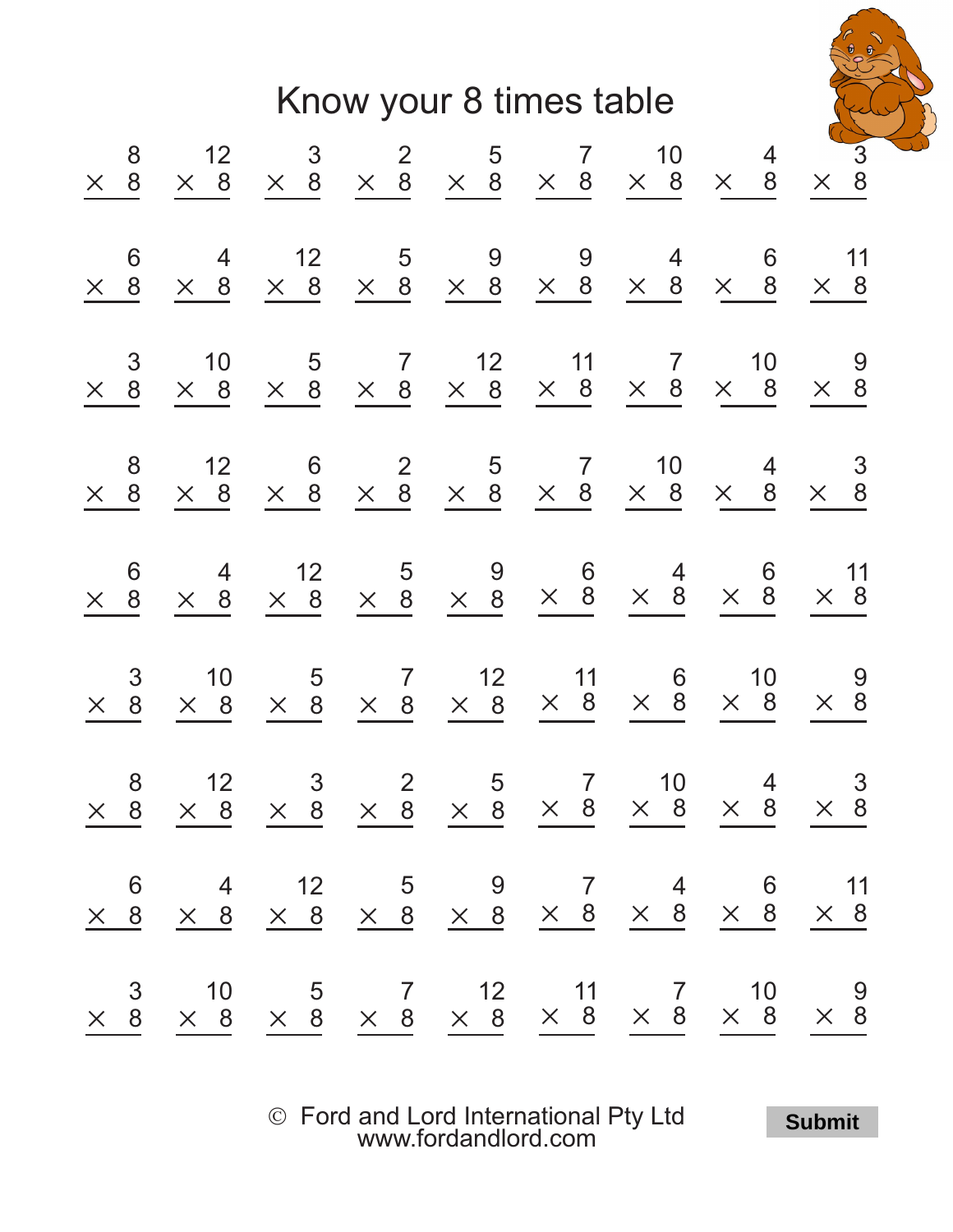# Know your 8 times table

| | | | | | | | | |
|---|---|---|---|---|---|---|---|---|
| $8 \times 8$ | $12 \times 8$ | $3 \times 8$ | $2 \times 8$ | $5 \times 8$ | $7 \times 8$ | $10 \times 8$ | $4 \times 8$ | $3 \times 8$ |
| $6 \times 8$ | $4 \times 8$ | $12 \times 8$ | $5 \times 8$ | $9 \times 8$ | $9 \times 8$ | $4 \times 8$ | $6 \times 8$ | $11 \times 8$ |
| $3 \times 8$ | $10 \times 8$ | $5 \times 8$ | $7 \times 8$ | $12 \times 8$ | $11 \times 8$ | $7 \times 8$ | $10 \times 8$ | $9 \times 8$ |
| $8 \times 8$ | $12 \times 8$ | $6 \times 8$ | $2 \times 8$ | $5 \times 8$ | $7 \times 8$ | $10 \times 8$ | $4 \times 8$ | $3 \times 8$ |
| $6 \times 8$ | $4 \times 8$ | $12 \times 8$ | $5 \times 8$ | $9 \times 8$ | $6 \times 8$ | $4 \times 8$ | $6 \times 8$ | $11 \times 8$ |
| $3 \times 8$ | $10 \times 8$ | $5 \times 8$ | $7 \times 8$ | $12 \times 8$ | $11 \times 8$ | $6 \times 8$ | $10 \times 8$ | $9 \times 8$ |
| $8 \times 8$ | $12 \times 8$ | $3 \times 8$ | $2 \times 8$ | $5 \times 8$ | $7 \times 8$ | $10 \times 8$ | $4 \times 8$ | $3 \times 8$ |
| $6 \times 8$ | $4 \times 8$ | $12 \times 8$ | $5 \times 8$ | $9 \times 8$ | $7 \times 8$ | $4 \times 8$ | $6 \times 8$ | $11 \times 8$ |
| $3 \times 8$ | $10 \times 8$ | $5 \times 8$ | $7 \times 8$ | $12 \times 8$ | $11 \times 8$ | $7 \times 8$ | $10 \times 8$ | $9 \times 8$ |

© Ford and Lord International Pty Ltd
www.fordandlord.com

**Submit**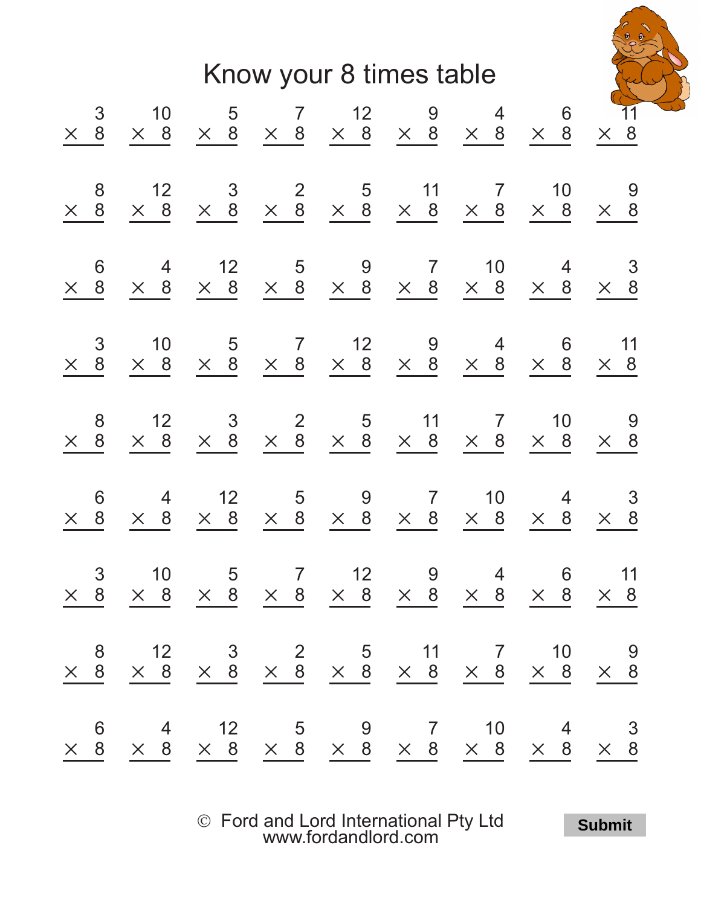# Know your 8 times table

| | | | | | | | | |
|---|---|---|---|---|---|---|---|---|
| $3 \times 8$ | $10 \times 8$ | $5 \times 8$ | $7 \times 8$ | $12 \times 8$ | $9 \times 8$ | $4 \times 8$ | $6 \times 8$ | $11 \times 8$ |
| $8 \times 8$ | $12 \times 8$ | $3 \times 8$ | $2 \times 8$ | $5 \times 8$ | $11 \times 8$ | $7 \times 8$ | $10 \times 8$ | $9 \times 8$ |
| $6 \times 8$ | $4 \times 8$ | $12 \times 8$ | $5 \times 8$ | $9 \times 8$ | $7 \times 8$ | $10 \times 8$ | $4 \times 8$ | $3 \times 8$ |
| $3 \times 8$ | $10 \times 8$ | $5 \times 8$ | $7 \times 8$ | $12 \times 8$ | $9 \times 8$ | $4 \times 8$ | $6 \times 8$ | $11 \times 8$ |
| $8 \times 8$ | $12 \times 8$ | $3 \times 8$ | $2 \times 8$ | $5 \times 8$ | $11 \times 8$ | $7 \times 8$ | $10 \times 8$ | $9 \times 8$ |
| $6 \times 8$ | $4 \times 8$ | $12 \times 8$ | $5 \times 8$ | $9 \times 8$ | $7 \times 8$ | $10 \times 8$ | $4 \times 8$ | $3 \times 8$ |
| $3 \times 8$ | $10 \times 8$ | $5 \times 8$ | $7 \times 8$ | $12 \times 8$ | $9 \times 8$ | $4 \times 8$ | $6 \times 8$ | $11 \times 8$ |
| $8 \times 8$ | $12 \times 8$ | $3 \times 8$ | $2 \times 8$ | $5 \times 8$ | $11 \times 8$ | $7 \times 8$ | $10 \times 8$ | $9 \times 8$ |
| $6 \times 8$ | $4 \times 8$ | $12 \times 8$ | $5 \times 8$ | $9 \times 8$ | $7 \times 8$ | $10 \times 8$ | $4 \times 8$ | $3 \times 8$ |

© Ford and Lord International Pty Ltd
www.fordandlord.com

**Submit**